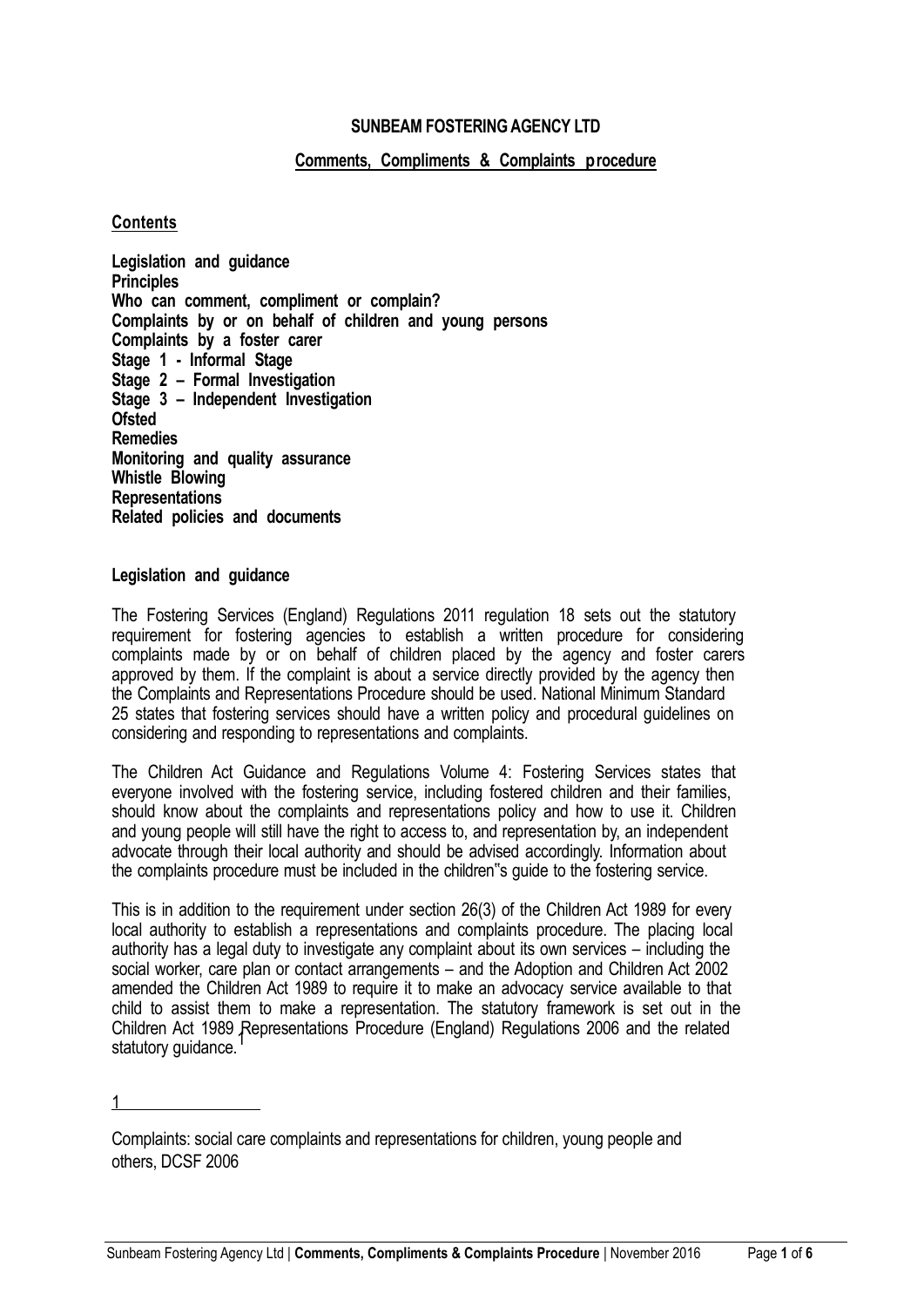**SUNBEAM FOSTERING AGENCY LTD**

**Comments, Compliments & Complaints procedure**

## Contents

**Legislation and guidance**
**Principles**
**Who can comment, compliment or complain?**
**Complaints by or on behalf of children and young persons**
**Complaints by a foster carer**
**Stage 1 - Informal Stage**
**Stage 2 – Formal Investigation**
**Stage 3 – Independent Investigation**
**Ofsted**
**Remedies**
**Monitoring and quality assurance**
**Whistle Blowing**
**Representations**
**Related policies and documents**

### Legislation and guidance

The Fostering Services (England) Regulations 2011 regulation 18 sets out the statutory requirement for fostering agencies to establish a written procedure for considering complaints made by or on behalf of children placed by the agency and foster carers approved by them. If the complaint is about a service directly provided by the agency then the Complaints and Representations Procedure should be used. National Minimum Standard 25 states that fostering services should have a written policy and procedural guidelines on considering and responding to representations and complaints.

The Children Act Guidance and Regulations Volume 4: Fostering Services states that everyone involved with the fostering service, including fostered children and their families, should know about the complaints and representations policy and how to use it. Children and young people will still have the right to access to, and representation by, an independent advocate through their local authority and should be advised accordingly. Information about the complaints procedure must be included in the children"s guide to the fostering service.

This is in addition to the requirement under section 26(3) of the Children Act 1989 for every local authority to establish a representations and complaints procedure. The placing local authority has a legal duty to investigate any complaint about its own services – including the social worker, care plan or contact arrangements – and the Adoption and Children Act 2002 amended the Children Act 1989 to require it to make an advocacy service available to that child to assist them to make a representation. The statutory framework is set out in the Children Act 1989 Representations Procedure (England) Regulations 2006 and the related statutory guidance.[1]

---

[1] Complaints: social care complaints and representations for children, young people and others, DCSF 2006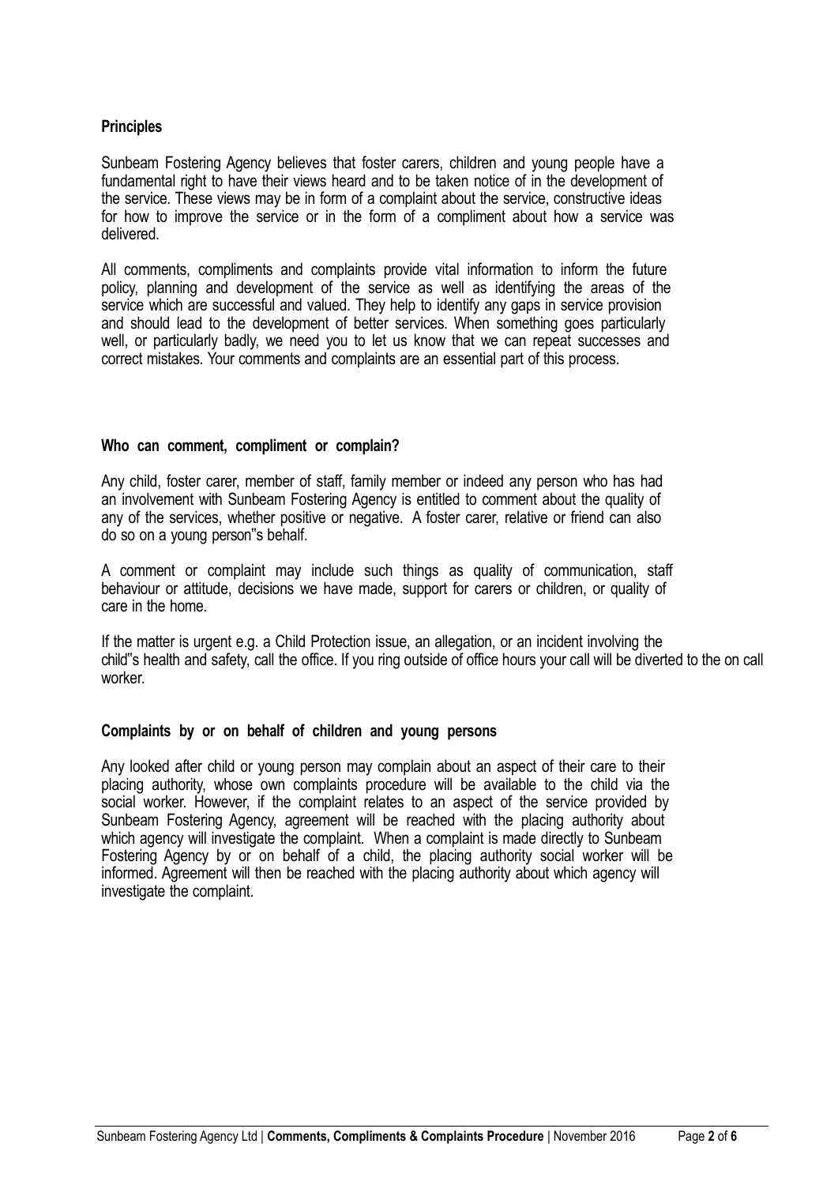**Principles**

Sunbeam Fostering Agency believes that foster carers, children and young people have a fundamental right to have their views heard and to be taken notice of in the development of the service. These views may be in form of a complaint about the service, constructive ideas for how to improve the service or in the form of a compliment about how a service was delivered.

All comments, compliments and complaints provide vital information to inform the future policy, planning and development of the service as well as identifying the areas of the service which are successful and valued. They help to identify any gaps in service provision and should lead to the development of better services. When something goes particularly well, or particularly badly, we need you to let us know that we can repeat successes and correct mistakes. Your comments and complaints are an essential part of this process.

**Who can comment, compliment or complain?**

Any child, foster carer, member of staff, family member or indeed any person who has had an involvement with Sunbeam Fostering Agency is entitled to comment about the quality of any of the services, whether positive or negative. A foster carer, relative or friend can also do so on a young person"s behalf.

A comment or complaint may include such things as quality of communication, staff behaviour or attitude, decisions we have made, support for carers or children, or quality of care in the home.

If the matter is urgent e.g. a Child Protection issue, an allegation, or an incident involving the child"s health and safety, call the office. If you ring outside of office hours your call will be diverted to the on call worker.

**Complaints by or on behalf of children and young persons**

Any looked after child or young person may complain about an aspect of their care to their placing authority, whose own complaints procedure will be available to the child via the social worker. However, if the complaint relates to an aspect of the service provided by Sunbeam Fostering Agency, agreement will be reached with the placing authority about which agency will investigate the complaint. When a complaint is made directly to Sunbeam Fostering Agency by or on behalf of a child, the placing authority social worker will be informed. Agreement will then be reached with the placing authority about which agency will investigate the complaint.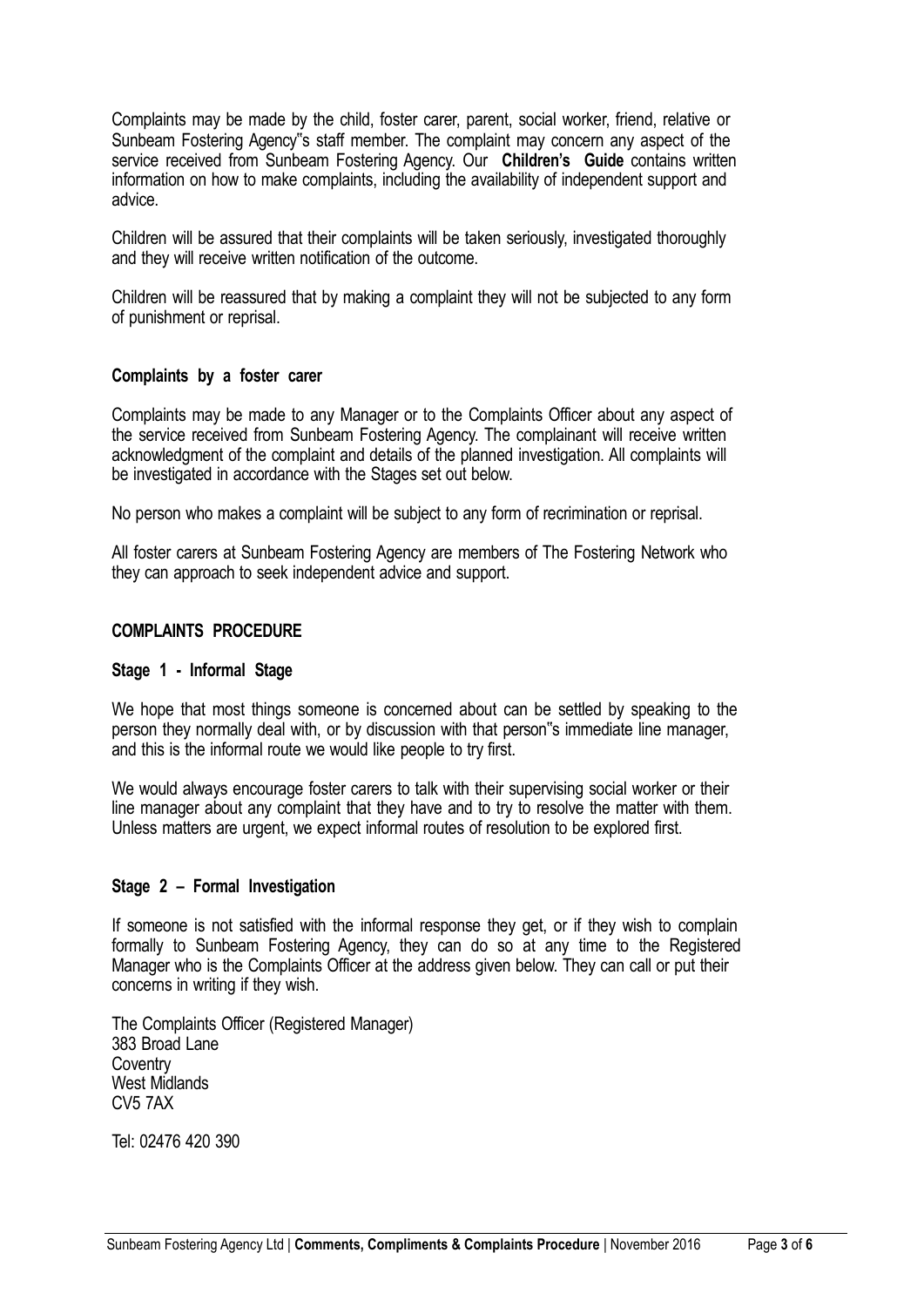Complaints may be made by the child, foster carer, parent, social worker, friend, relative or Sunbeam Fostering Agency"s staff member. The complaint may concern any aspect of the service received from Sunbeam Fostering Agency. Our **Children's Guide** contains written information on how to make complaints, including the availability of independent support and advice.

Children will be assured that their complaints will be taken seriously, investigated thoroughly and they will receive written notification of the outcome.

Children will be reassured that by making a complaint they will not be subjected to any form of punishment or reprisal.

**Complaints by a foster carer**

Complaints may be made to any Manager or to the Complaints Officer about any aspect of the service received from Sunbeam Fostering Agency. The complainant will receive written acknowledgment of the complaint and details of the planned investigation. All complaints will be investigated in accordance with the Stages set out below.

No person who makes a complaint will be subject to any form of recrimination or reprisal.

All foster carers at Sunbeam Fostering Agency are members of The Fostering Network who they can approach to seek independent advice and support.

## COMPLAINTS PROCEDURE

**Stage 1 - Informal Stage**

We hope that most things someone is concerned about can be settled by speaking to the person they normally deal with, or by discussion with that person"s immediate line manager, and this is the informal route we would like people to try first.

We would always encourage foster carers to talk with their supervising social worker or their line manager about any complaint that they have and to try to resolve the matter with them. Unless matters are urgent, we expect informal routes of resolution to be explored first.

**Stage 2 – Formal Investigation**

If someone is not satisfied with the informal response they get, or if they wish to complain formally to Sunbeam Fostering Agency, they can do so at any time to the Registered Manager who is the Complaints Officer at the address given below. They can call or put their concerns in writing if they wish.

The Complaints Officer (Registered Manager)
383 Broad Lane
Coventry
West Midlands
CV5 7AX

Tel: 02476 420 390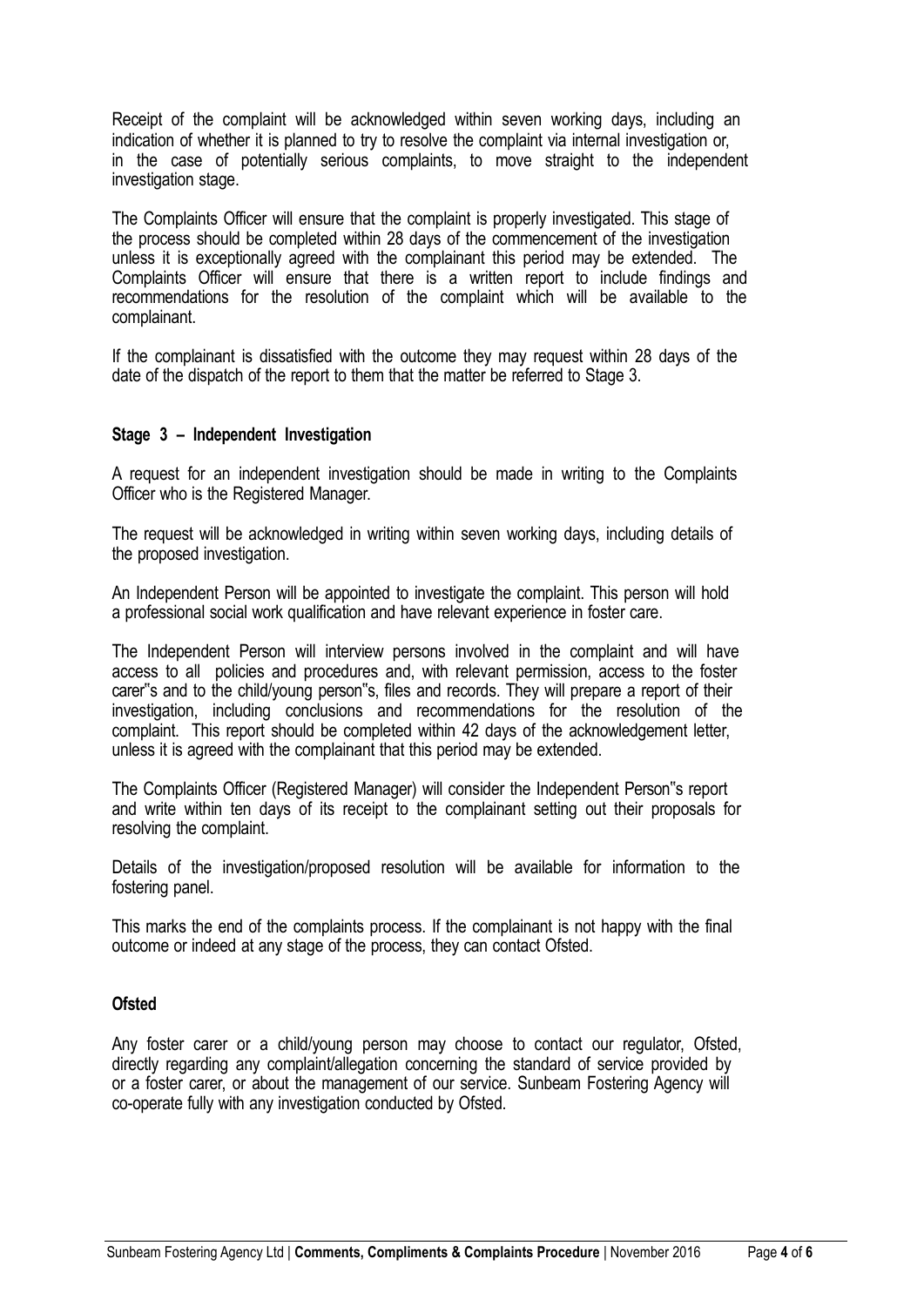Receipt of the complaint will be acknowledged within seven working days, including an indication of whether it is planned to try to resolve the complaint via internal investigation or, in the case of potentially serious complaints, to move straight to the independent investigation stage.

The Complaints Officer will ensure that the complaint is properly investigated. This stage of the process should be completed within 28 days of the commencement of the investigation unless it is exceptionally agreed with the complainant this period may be extended. The Complaints Officer will ensure that there is a written report to include findings and recommendations for the resolution of the complaint which will be available to the complainant.

If the complainant is dissatisfied with the outcome they may request within 28 days of the date of the dispatch of the report to them that the matter be referred to Stage 3.

**Stage 3 – Independent Investigation**

A request for an independent investigation should be made in writing to the Complaints Officer who is the Registered Manager.

The request will be acknowledged in writing within seven working days, including details of the proposed investigation.

An Independent Person will be appointed to investigate the complaint. This person will hold a professional social work qualification and have relevant experience in foster care.

The Independent Person will interview persons involved in the complaint and will have access to all policies and procedures and, with relevant permission, access to the foster carer"s and to the child/young person"s, files and records. They will prepare a report of their investigation, including conclusions and recommendations for the resolution of the complaint. This report should be completed within 42 days of the acknowledgement letter, unless it is agreed with the complainant that this period may be extended.

The Complaints Officer (Registered Manager) will consider the Independent Person"s report and write within ten days of its receipt to the complainant setting out their proposals for resolving the complaint.

Details of the investigation/proposed resolution will be available for information to the fostering panel.

This marks the end of the complaints process. If the complainant is not happy with the final outcome or indeed at any stage of the process, they can contact Ofsted.

**Ofsted**

Any foster carer or a child/young person may choose to contact our regulator, Ofsted, directly regarding any complaint/allegation concerning the standard of service provided by or a foster carer, or about the management of our service. Sunbeam Fostering Agency will co-operate fully with any investigation conducted by Ofsted.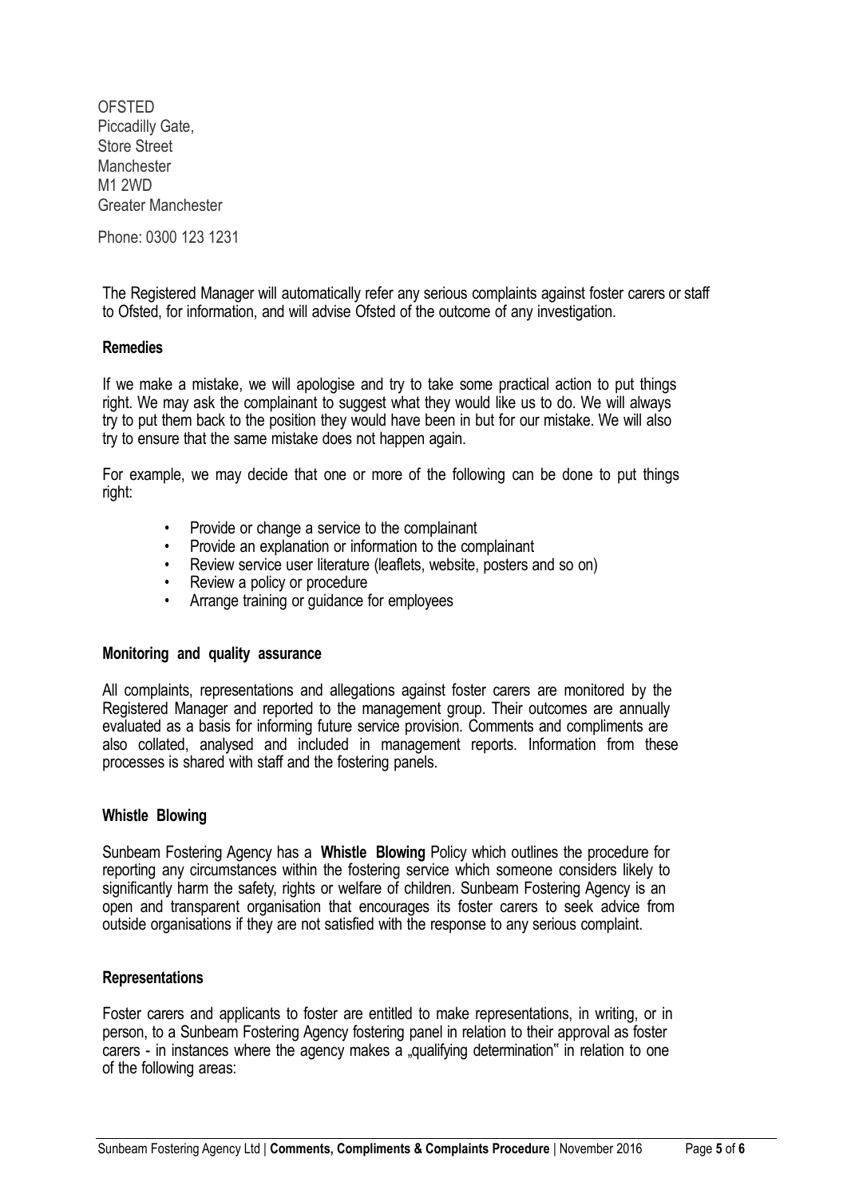OFSTED
Piccadilly Gate,
Store Street
Manchester
M1 2WD
Greater Manchester

Phone: 0300 123 1231

The Registered Manager will automatically refer any serious complaints against foster carers or staff to Ofsted, for information, and will advise Ofsted of the outcome of any investigation.

**Remedies**

If we make a mistake, we will apologise and try to take some practical action to put things right. We may ask the complainant to suggest what they would like us to do. We will always try to put them back to the position they would have been in but for our mistake. We will also try to ensure that the same mistake does not happen again.

For example, we may decide that one or more of the following can be done to put things right:

- Provide or change a service to the complainant
- Provide an explanation or information to the complainant
- Review service user literature (leaflets, website, posters and so on)
- Review a policy or procedure
- Arrange training or guidance for employees

**Monitoring and quality assurance**

All complaints, representations and allegations against foster carers are monitored by the Registered Manager and reported to the management group. Their outcomes are annually evaluated as a basis for informing future service provision. Comments and compliments are also collated, analysed and included in management reports. Information from these processes is shared with staff and the fostering panels.

**Whistle Blowing**

Sunbeam Fostering Agency has a **Whistle Blowing** Policy which outlines the procedure for reporting any circumstances within the fostering service which someone considers likely to significantly harm the safety, rights or welfare of children. Sunbeam Fostering Agency is an open and transparent organisation that encourages its foster carers to seek advice from outside organisations if they are not satisfied with the response to any serious complaint.

**Representations**

Foster carers and applicants to foster are entitled to make representations, in writing, or in person, to a Sunbeam Fostering Agency fostering panel in relation to their approval as foster carers - in instances where the agency makes a „qualifying determination" in relation to one of the following areas: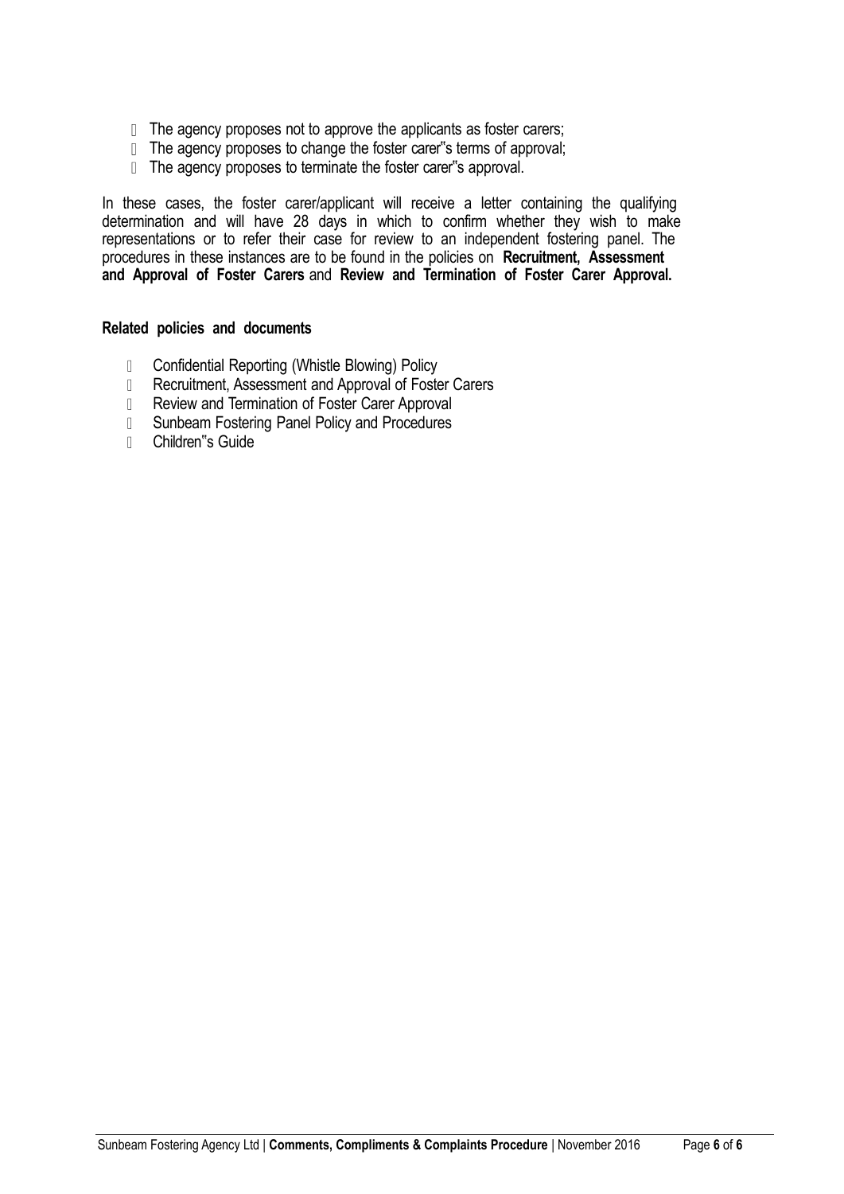- The agency proposes not to approve the applicants as foster carers;
- The agency proposes to change the foster carer"s terms of approval;
- The agency proposes to terminate the foster carer"s approval.

In these cases, the foster carer/applicant will receive a letter containing the qualifying determination and will have 28 days in which to confirm whether they wish to make representations or to refer their case for review to an independent fostering panel. The procedures in these instances are to be found in the policies on **Recruitment, Assessment and Approval of Foster Carers** and **Review and Termination of Foster Carer Approval.**

**Related policies and documents**

- Confidential Reporting (Whistle Blowing) Policy
- Recruitment, Assessment and Approval of Foster Carers
- Review and Termination of Foster Carer Approval
- Sunbeam Fostering Panel Policy and Procedures
- Children"s Guide